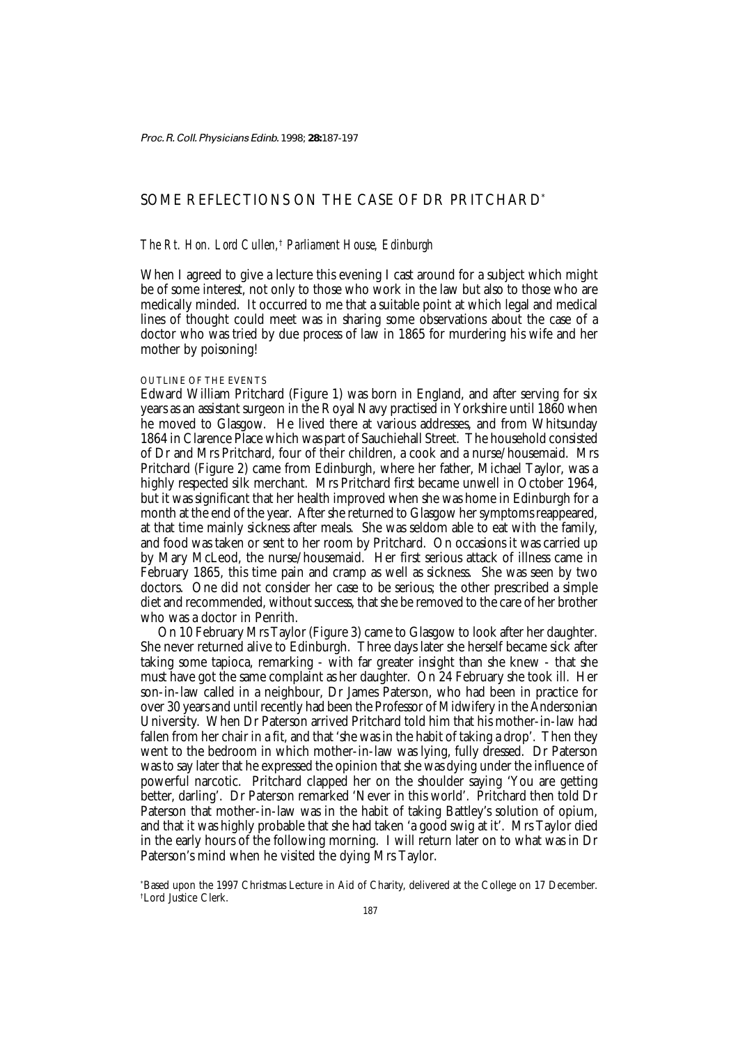# SOME REFLECTIONS ON THE CASE OF DR PRITCHARD*

*The Rt. Hon. Lord Cullen,† Parliament House, Edinburgh*

When I agreed to give a lecture this evening I cast around for a subject which might be of some interest, not only to those who work in the law but also to those who are medically minded. It occurred to me that a suitable point at which legal and medical lines of thought could meet was in sharing some observations about the case of a doctor who was tried by due process of law in 1865 for murdering his wife and her mother by poisoning!

## OUTLINE OF THE EVENTS

Edward William Pritchard (Figure 1) was born in England, and after serving for six years as an assistant surgeon in the Royal Navy practised in Yorkshire until 1860 when he moved to Glasgow. He lived there at various addresses, and from Whitsunday 1864 in Clarence Place which was part of Sauchiehall Street. The household consisted of Dr and Mrs Pritchard, four of their children, a cook and a nurse/housemaid. Mrs Pritchard (Figure 2) came from Edinburgh, where her father, Michael Taylor, was a highly respected silk merchant. Mrs Pritchard first became unwell in October 1964, but it was significant that her health improved when she was home in Edinburgh for a month at the end of the year. After she returned to Glasgow her symptoms reappeared, at that time mainly sickness after meals. She was seldom able to eat with the family, and food was taken or sent to her room by Pritchard. On occasions it was carried up by Mary McLeod, the nurse/housemaid. Her first serious attack of illness came in February 1865, this time pain and cramp as well as sickness. She was seen by two doctors. One did not consider her case to be serious; the other prescribed a simple diet and recommended, without success, that she be removed to the care of her brother who was a doctor in Penrith.

On 10 February Mrs Taylor (Figure 3) came to Glasgow to look after her daughter. She never returned alive to Edinburgh. Three days later she herself became sick after taking some tapioca, remarking - with far greater insight than she knew - that she must have got the same complaint as her daughter. On 24 February she took ill. Her son-in-law called in a neighbour, Dr James Paterson, who had been in practice for over 30 years and until recently had been the Professor of Midwifery in the Andersonian University. When Dr Paterson arrived Pritchard told him that his mother-in-law had fallen from her chair in a fit, and that 'she was in the habit of taking a drop'. Then they went to the bedroom in which mother-in-law was lying, fully dressed. Dr Paterson was to say later that he expressed the opinion that she was dying under the influence of powerful narcotic. Pritchard clapped her on the shoulder saying 'You are getting better, darling'. Dr Paterson remarked 'Never in this world'. Pritchard then told Dr Paterson that mother-in-law was in the habit of taking Battley's solution of opium, and that it was highly probable that she had taken 'a good swig at it'. Mrs Taylor died in the early hours of the following morning. I will return later on to what was in Dr Paterson's mind when he visited the dying Mrs Taylor.

*Based upon the 1997 Christmas Lecture in Aid of Charity, delivered at the College on 17 December.
†Lord Justice Clerk.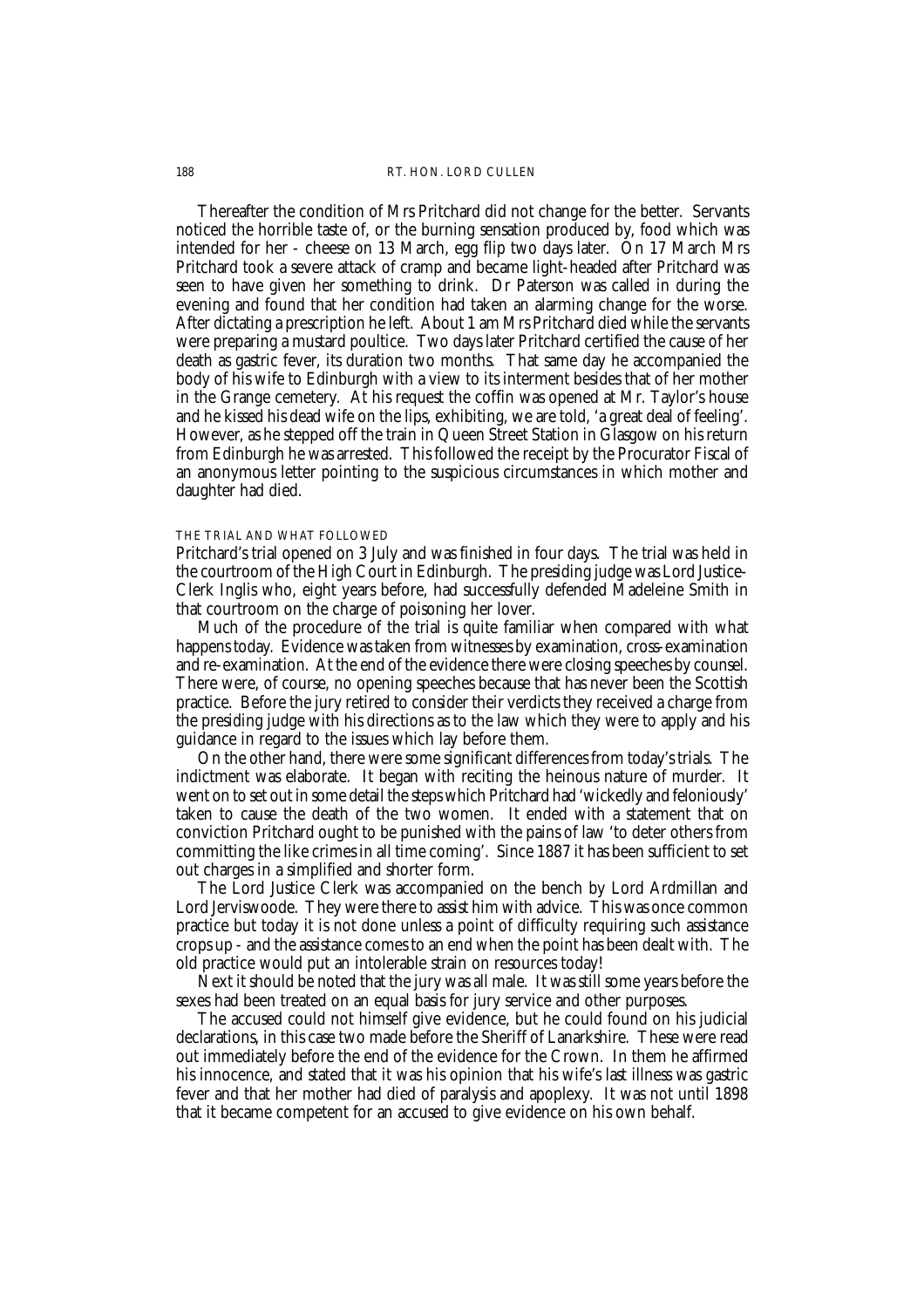Thereafter the condition of Mrs Pritchard did not change for the better. Servants noticed the horrible taste of, or the burning sensation produced by, food which was intended for her - cheese on 13 March, egg flip two days later. On 17 March Mrs Pritchard took a severe attack of cramp and became light-headed after Pritchard was seen to have given her something to drink. Dr Paterson was called in during the evening and found that her condition had taken an alarming change for the worse. After dictating a prescription he left. About 1 am Mrs Pritchard died while the servants were preparing a mustard poultice. Two days later Pritchard certified the cause of her death as gastric fever, its duration two months. That same day he accompanied the body of his wife to Edinburgh with a view to its interment besides that of her mother in the Grange cemetery. At his request the coffin was opened at Mr. Taylor's house and he kissed his dead wife on the lips, exhibiting, we are told, 'a great deal of feeling'. However, as he stepped off the train in Queen Street Station in Glasgow on his return from Edinburgh he was arrested. This followed the receipt by the Procurator Fiscal of an anonymous letter pointing to the suspicious circumstances in which mother and daughter had died.

## THE TRIAL AND WHAT FOLLOWED

Pritchard's trial opened on 3 July and was finished in four days. The trial was held in the courtroom of the High Court in Edinburgh. The presiding judge was Lord Justice-Clerk Inglis who, eight years before, had successfully defended Madeleine Smith in that courtroom on the charge of poisoning her lover.

Much of the procedure of the trial is quite familiar when compared with what happens today. Evidence was taken from witnesses by examination, cross-examination and re-examination. At the end of the evidence there were closing speeches by counsel. There were, of course, no opening speeches because that has never been the Scottish practice. Before the jury retired to consider their verdicts they received a charge from the presiding judge with his directions as to the law which they were to apply and his guidance in regard to the issues which lay before them.

On the other hand, there were some significant differences from today's trials. The indictment was elaborate. It began with reciting the heinous nature of murder. It went on to set out in some detail the steps which Pritchard had 'wickedly and feloniously' taken to cause the death of the two women. It ended with a statement that on conviction Pritchard ought to be punished with the pains of law 'to deter others from committing the like crimes in all time coming'. Since 1887 it has been sufficient to set out charges in a simplified and shorter form.

The Lord Justice Clerk was accompanied on the bench by Lord Ardmillan and Lord Jerviswoode. They were there to assist him with advice. This was once common practice but today it is not done unless a point of difficulty requiring such assistance crops up - and the assistance comes to an end when the point has been dealt with. The old practice would put an intolerable strain on resources today!

Next it should be noted that the jury was all male. It was still some years before the sexes had been treated on an equal basis for jury service and other purposes.

The accused could not himself give evidence, but he could found on his judicial declarations, in this case two made before the Sheriff of Lanarkshire. These were read out immediately before the end of the evidence for the Crown. In them he affirmed his innocence, and stated that it was his opinion that his wife's last illness was gastric fever and that her mother had died of paralysis and apoplexy. It was not until 1898 that it became competent for an accused to give evidence on his own behalf.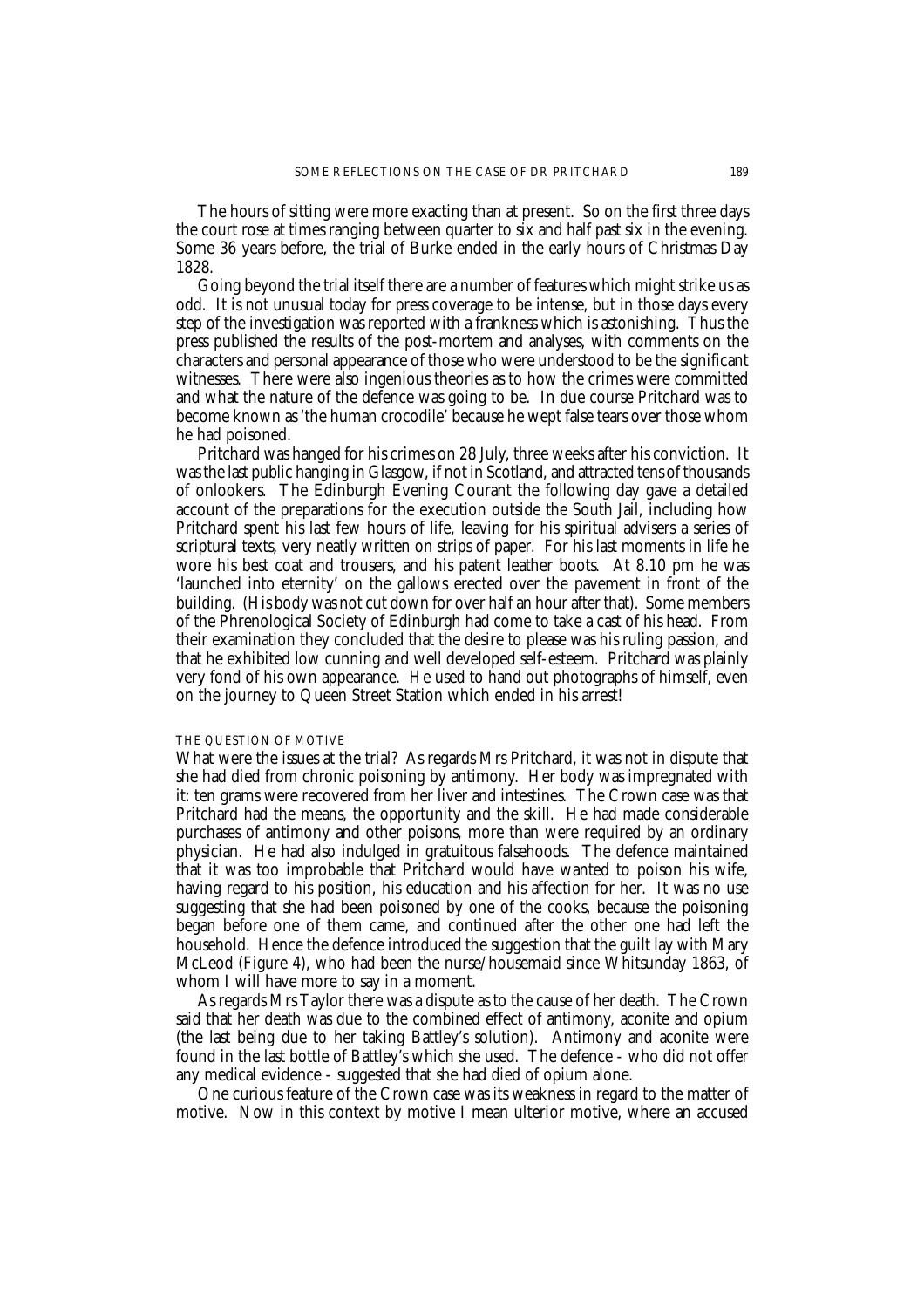The hours of sitting were more exacting than at present. So on the first three days the court rose at times ranging between quarter to six and half past six in the evening. Some 36 years before, the trial of Burke ended in the early hours of Christmas Day 1828.

Going beyond the trial itself there are a number of features which might strike us as odd. It is not unusual today for press coverage to be intense, but in those days every step of the investigation was reported with a frankness which is astonishing. Thus the press published the results of the post-mortem and analyses, with comments on the characters and personal appearance of those who were understood to be the significant witnesses. There were also ingenious theories as to how the crimes were committed and what the nature of the defence was going to be. In due course Pritchard was to become known as 'the human crocodile' because he wept false tears over those whom he had poisoned.

Pritchard was hanged for his crimes on 28 July, three weeks after his conviction. It was the last public hanging in Glasgow, if not in Scotland, and attracted tens of thousands of onlookers. The Edinburgh Evening Courant the following day gave a detailed account of the preparations for the execution outside the South Jail, including how Pritchard spent his last few hours of life, leaving for his spiritual advisers a series of scriptural texts, very neatly written on strips of paper. For his last moments in life he wore his best coat and trousers, and his patent leather boots. At 8.10 pm he was 'launched into eternity' on the gallows erected over the pavement in front of the building. (His body was not cut down for over half an hour after that). Some members of the Phrenological Society of Edinburgh had come to take a cast of his head. From their examination they concluded that the desire to please was his ruling passion, and that he exhibited low cunning and well developed self-esteem. Pritchard was plainly very fond of his own appearance. He used to hand out photographs of himself, even on the journey to Queen Street Station which ended in his arrest!

### THE QUESTION OF MOTIVE

What were the issues at the trial? As regards Mrs Pritchard, it was not in dispute that she had died from chronic poisoning by antimony. Her body was impregnated with it: ten grams were recovered from her liver and intestines. The Crown case was that Pritchard had the means, the opportunity and the skill. He had made considerable purchases of antimony and other poisons, more than were required by an ordinary physician. He had also indulged in gratuitous falsehoods. The defence maintained that it was too improbable that Pritchard would have wanted to poison his wife, having regard to his position, his education and his affection for her. It was no use suggesting that she had been poisoned by one of the cooks, because the poisoning began before one of them came, and continued after the other one had left the household. Hence the defence introduced the suggestion that the guilt lay with Mary McLeod (Figure 4), who had been the nurse/housemaid since Whitsunday 1863, of whom I will have more to say in a moment.

As regards Mrs Taylor there was a dispute as to the cause of her death. The Crown said that her death was due to the combined effect of antimony, aconite and opium (the last being due to her taking Battley's solution). Antimony and aconite were found in the last bottle of Battley's which she used. The defence - who did not offer any medical evidence - suggested that she had died of opium alone.

One curious feature of the Crown case was its weakness in regard to the matter of motive. Now in this context by motive I mean ulterior motive, where an accused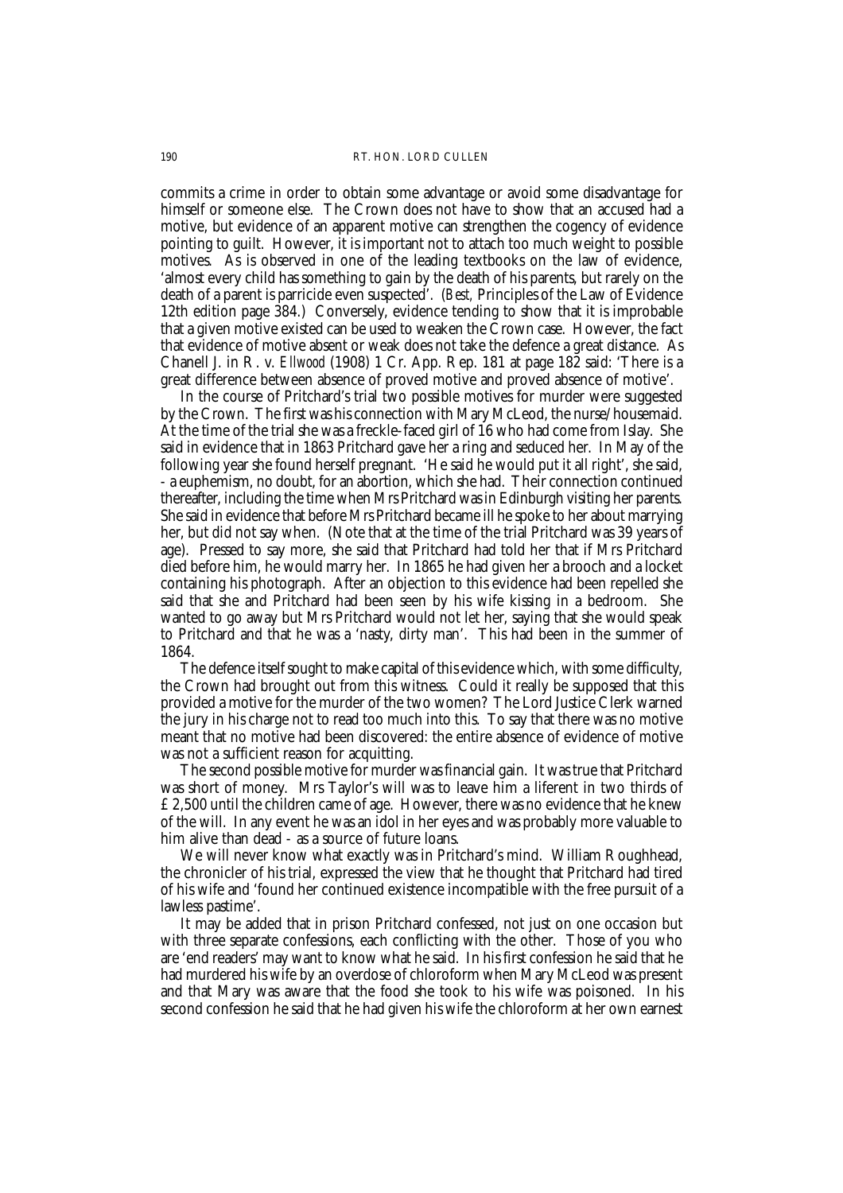commits a crime in order to obtain some advantage or avoid some disadvantage for himself or someone else. The Crown does not have to show that an accused had a motive, but evidence of an apparent motive can strengthen the cogency of evidence pointing to guilt. However, it is important not to attach too much weight to possible motives. As is observed in one of the leading textbooks on the law of evidence, 'almost every child has something to gain by the death of his parents, but rarely on the death of a parent is parricide even suspected'. (*Best,* Principles of the Law of Evidence 12th edition page 384.) Conversely, evidence tending to show that it is improbable that a given motive existed can be used to weaken the Crown case. However, the fact that evidence of motive absent or weak does not take the defence a great distance. As Chanell J. in R. v. *Ellwood* (1908) 1 Cr. App. Rep. 181 at page 182 said: 'There is a great difference between absence of proved motive and proved absence of motive'.

In the course of Pritchard's trial two possible motives for murder were suggested by the Crown. The first was his connection with Mary McLeod, the nurse/housemaid. At the time of the trial she was a freckle-faced girl of 16 who had come from Islay. She said in evidence that in 1863 Pritchard gave her a ring and seduced her. In May of the following year she found herself pregnant. 'He said he would put it all right', she said, - a euphemism, no doubt, for an abortion, which she had. Their connection continued thereafter, including the time when Mrs Pritchard was in Edinburgh visiting her parents. She said in evidence that before Mrs Pritchard became ill he spoke to her about marrying her, but did not say when. (Note that at the time of the trial Pritchard was 39 years of age). Pressed to say more, she said that Pritchard had told her that if Mrs Pritchard died before him, he would marry her. In 1865 he had given her a brooch and a locket containing his photograph. After an objection to this evidence had been repelled she said that she and Pritchard had been seen by his wife kissing in a bedroom. She wanted to go away but Mrs Pritchard would not let her, saying that she would speak to Pritchard and that he was a 'nasty, dirty man'. This had been in the summer of 1864.

The defence itself sought to make capital of this evidence which, with some difficulty, the Crown had brought out from this witness. Could it really be supposed that this provided a motive for the murder of the two women? The Lord Justice Clerk warned the jury in his charge not to read too much into this. To say that there was no motive meant that no motive had been discovered: the entire absence of evidence of motive was not a sufficient reason for acquitting.

The second possible motive for murder was financial gain. It was true that Pritchard was short of money. Mrs Taylor's will was to leave him a liferent in two thirds of £2,500 until the children came of age. However, there was no evidence that he knew of the will. In any event he was an idol in her eyes and was probably more valuable to him alive than dead - as a source of future loans.

We will never know what exactly was in Pritchard's mind. William Roughhead, the chronicler of his trial, expressed the view that he thought that Pritchard had tired of his wife and 'found her continued existence incompatible with the free pursuit of a lawless pastime'.

It may be added that in prison Pritchard confessed, not just on one occasion but with three separate confessions, each conflicting with the other. Those of you who are 'end readers' may want to know what he said. In his first confession he said that he had murdered his wife by an overdose of chloroform when Mary McLeod was present and that Mary was aware that the food she took to his wife was poisoned. In his second confession he said that he had given his wife the chloroform at her own earnest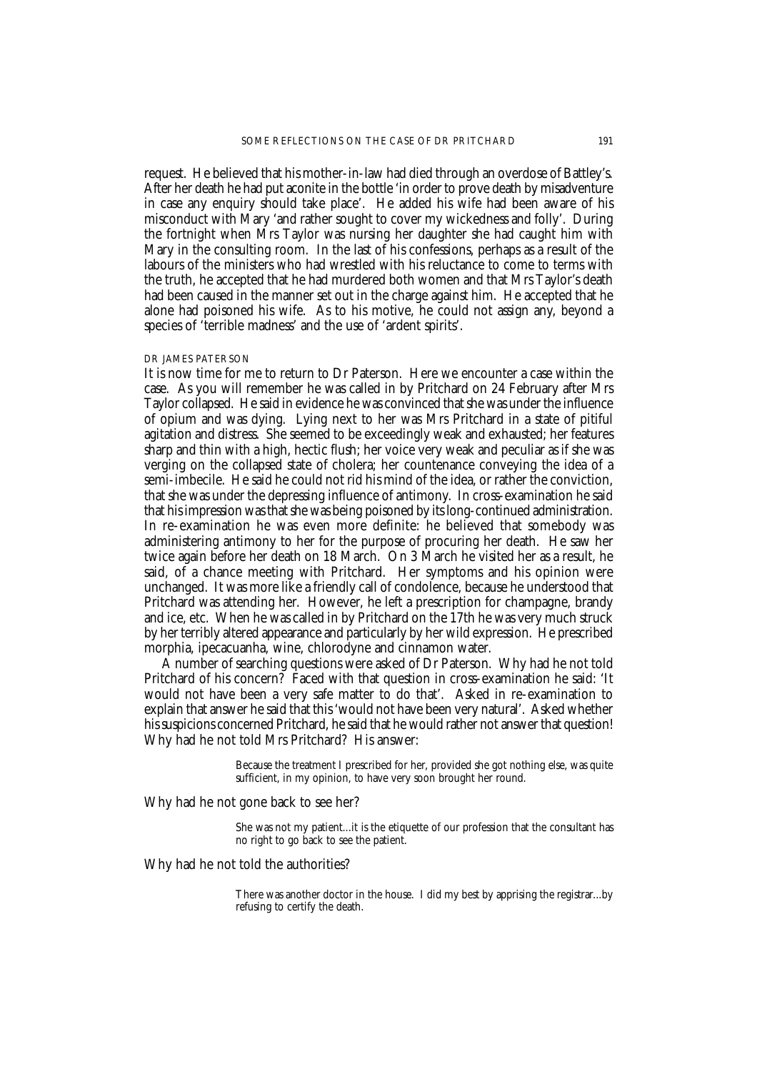request. He believed that his mother-in-law had died through an overdose of Battley's. After her death he had put aconite in the bottle 'in order to prove death by misadventure in case any enquiry should take place'. He added his wife had been aware of his misconduct with Mary 'and rather sought to cover my wickedness and folly'. During the fortnight when Mrs Taylor was nursing her daughter she had caught him with Mary in the consulting room. In the last of his confessions, perhaps as a result of the labours of the ministers who had wrestled with his reluctance to come to terms with the truth, he accepted that he had murdered both women and that Mrs Taylor's death had been caused in the manner set out in the charge against him. He accepted that he alone had poisoned his wife. As to his motive, he could not assign any, beyond a species of 'terrible madness' and the use of 'ardent spirits'.

## DR JAMES PATERSON

It is now time for me to return to Dr Paterson. Here we encounter a case within the case. As you will remember he was called in by Pritchard on 24 February after Mrs Taylor collapsed. He said in evidence he was convinced that she was under the influence of opium and was dying. Lying next to her was Mrs Pritchard in a state of pitiful agitation and distress. She seemed to be exceedingly weak and exhausted; her features sharp and thin with a high, hectic flush; her voice very weak and peculiar as if she was verging on the collapsed state of cholera; her countenance conveying the idea of a semi-imbecile. He said he could not rid his mind of the idea, or rather the conviction, that she was under the depressing influence of antimony. In cross-examination he said that his impression was that she was being poisoned by its long-continued administration. In re-examination he was even more definite: he believed that somebody was administering antimony to her for the purpose of procuring her death. He saw her twice again before her death on 18 March. On 3 March he visited her as a result, he said, of a chance meeting with Pritchard. Her symptoms and his opinion were unchanged. It was more like a friendly call of condolence, because he understood that Pritchard was attending her. However, he left a prescription for champagne, brandy and ice, etc. When he was called in by Pritchard on the 17th he was very much struck by her terribly altered appearance and particularly by her wild expression. He prescribed morphia, ipecacuanha, wine, chlorodyne and cinnamon water.

A number of searching questions were asked of Dr Paterson. Why had he not told Pritchard of his concern? Faced with that question in cross-examination he said: 'It would not have been a very safe matter to do that'. Asked in re-examination to explain that answer he said that this 'would not have been very natural'. Asked whether his suspicions concerned Pritchard, he said that he would rather not answer that question! Why had he not told Mrs Pritchard? His answer:

> Because the treatment I prescribed for her, provided she got nothing else, was quite sufficient, in my opinion, to have very soon brought her round.

Why had he not gone back to see her?

> She was not my patient...it is the etiquette of our profession that the consultant has no right to go back to see the patient.

Why had he not told the authorities?

> There was another doctor in the house. I did my best by apprising the registrar...by refusing to certify the death.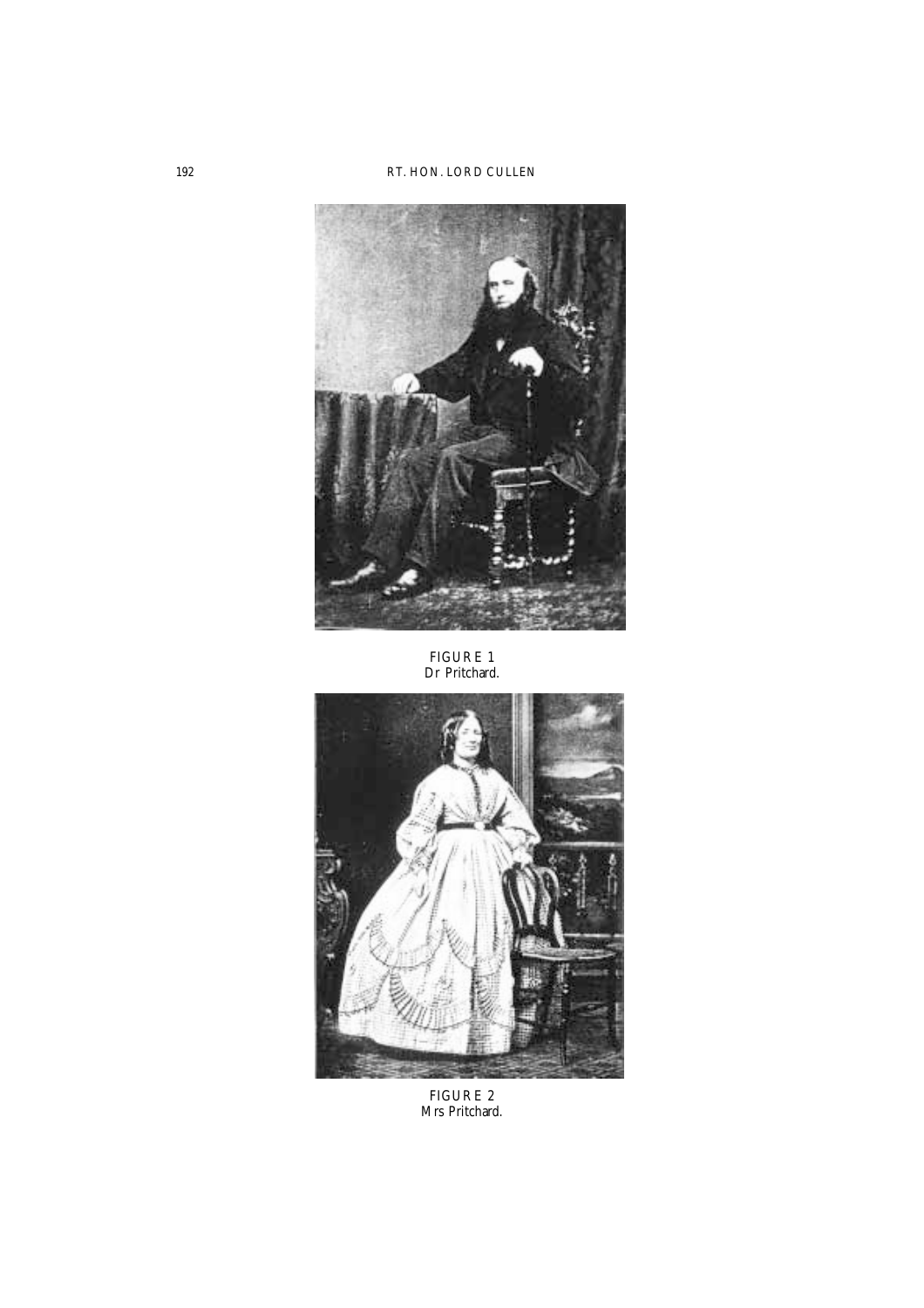FIGURE 1
Dr Pritchard.

FIGURE 2
Mrs Pritchard.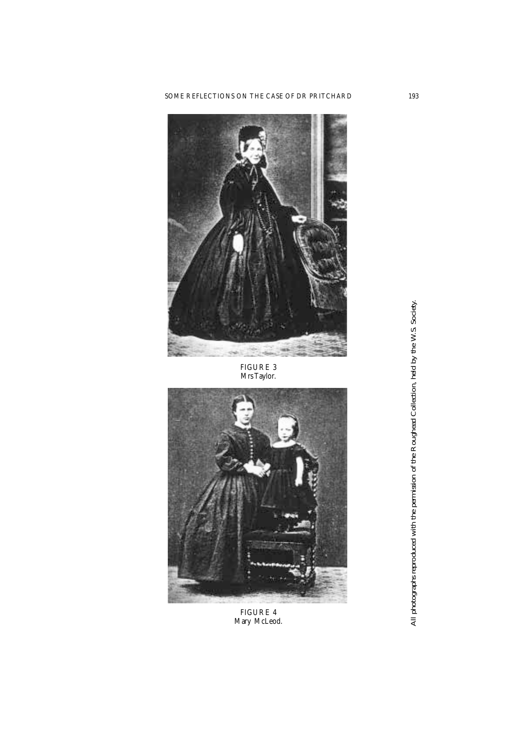FIGURE 3
Mrs Taylor.

FIGURE 4
Mary McLeod.

All photographs reproduced with the permission of the Roughead Collection, held by the W.S. Society.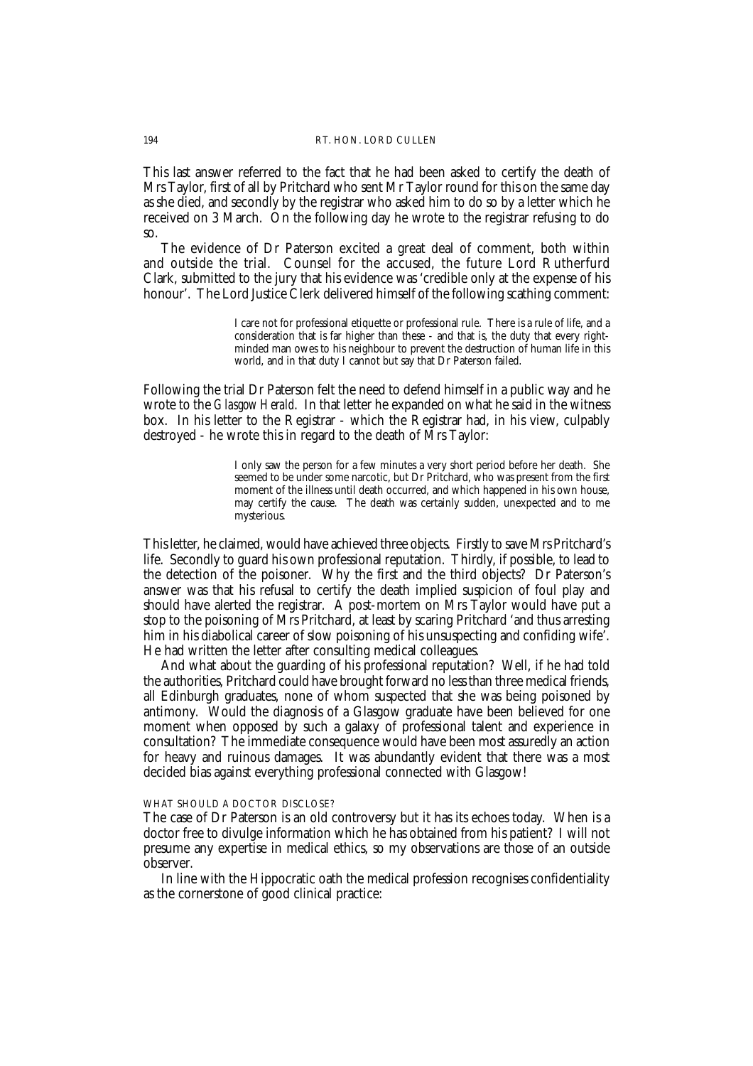This last answer referred to the fact that he had been asked to certify the death of Mrs Taylor, first of all by Pritchard who sent Mr Taylor round for this on the same day as she died, and secondly by the registrar who asked him to do so by a letter which he received on 3 March. On the following day he wrote to the registrar refusing to do so.

The evidence of Dr Paterson excited a great deal of comment, both within and outside the trial. Counsel for the accused, the future Lord Rutherfurd Clark, submitted to the jury that his evidence was 'credible only at the expense of his honour'. The Lord Justice Clerk delivered himself of the following scathing comment:

> I care not for professional etiquette or professional rule. There is a rule of life, and a consideration that is far higher than these - and that is, the duty that every right-minded man owes to his neighbour to prevent the destruction of human life in this world, and in that duty I cannot but say that Dr Paterson failed.

Following the trial Dr Paterson felt the need to defend himself in a public way and he wrote to the *Glasgow Herald*. In that letter he expanded on what he said in the witness box. In his letter to the Registrar - which the Registrar had, in his view, culpably destroyed - he wrote this in regard to the death of Mrs Taylor:

> I only saw the person for a few minutes a very short period before her death. She seemed to be under some narcotic, but Dr Pritchard, who was present from the first moment of the illness until death occurred, and which happened in his own house, may certify the cause. The death was certainly sudden, unexpected and to me mysterious.

This letter, he claimed, would have achieved three objects. Firstly to save Mrs Pritchard's life. Secondly to guard his own professional reputation. Thirdly, if possible, to lead to the detection of the poisoner. Why the first and the third objects? Dr Paterson's answer was that his refusal to certify the death implied suspicion of foul play and should have alerted the registrar. A post-mortem on Mrs Taylor would have put a stop to the poisoning of Mrs Pritchard, at least by scaring Pritchard 'and thus arresting him in his diabolical career of slow poisoning of his unsuspecting and confiding wife'. He had written the letter after consulting medical colleagues.

And what about the guarding of his professional reputation? Well, if he had told the authorities, Pritchard could have brought forward no less than three medical friends, all Edinburgh graduates, none of whom suspected that she was being poisoned by antimony. Would the diagnosis of a Glasgow graduate have been believed for one moment when opposed by such a galaxy of professional talent and experience in consultation? The immediate consequence would have been most assuredly an action for heavy and ruinous damages. It was abundantly evident that there was a most decided bias against everything professional connected with Glasgow!

### WHAT SHOULD A DOCTOR DISCLOSE?

The case of Dr Paterson is an old controversy but it has its echoes today. When is a doctor free to divulge information which he has obtained from his patient? I will not presume any expertise in medical ethics, so my observations are those of an outside observer.

In line with the Hippocratic oath the medical profession recognises confidentiality as the cornerstone of good clinical practice: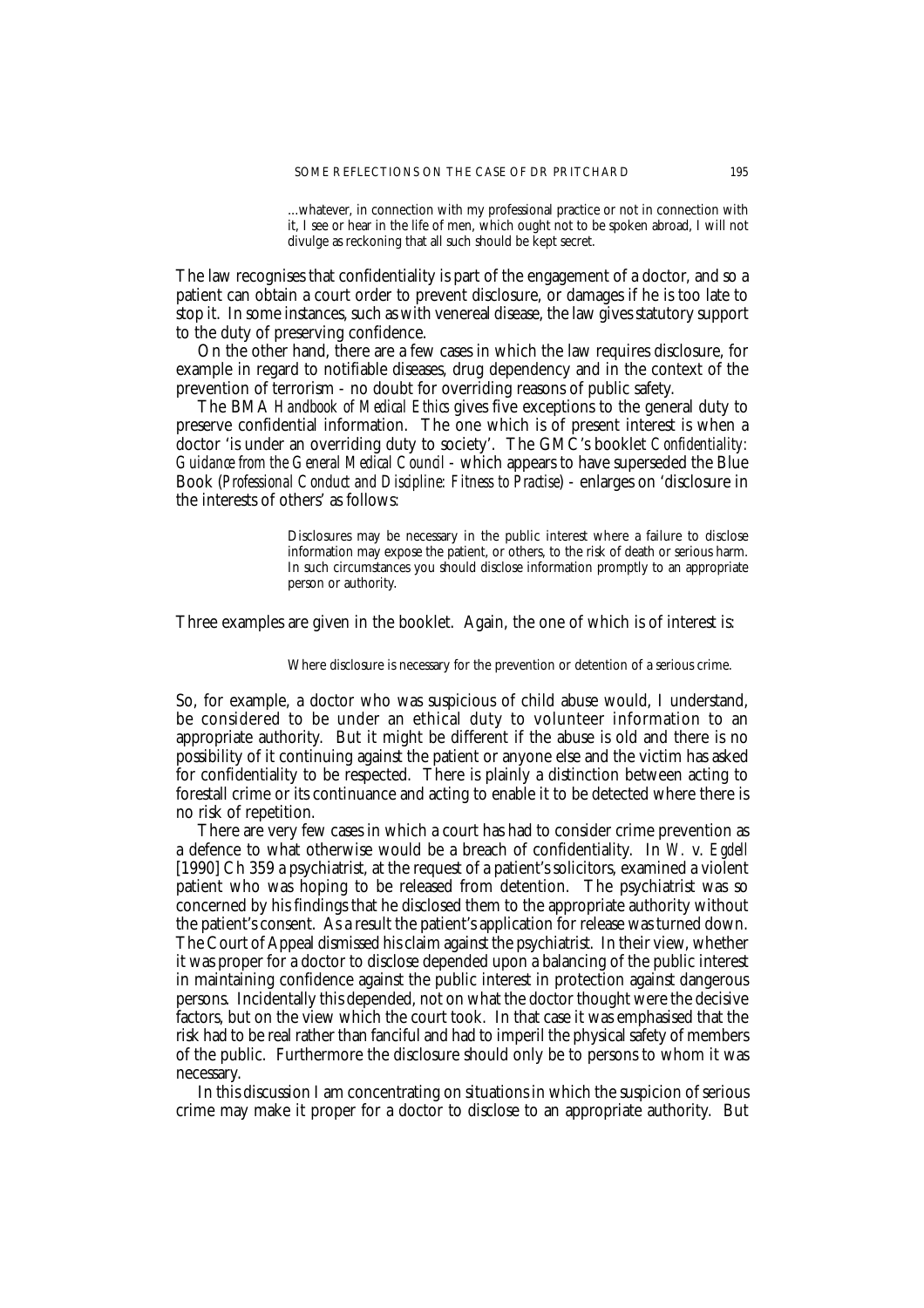> ...whatever, in connection with my professional practice or not in connection with it, I see or hear in the life of men, which ought not to be spoken abroad, I will not divulge as reckoning that all such should be kept secret.

The law recognises that confidentiality is part of the engagement of a doctor, and so a patient can obtain a court order to prevent disclosure, or damages if he is too late to stop it. In some instances, such as with venereal disease, the law gives statutory support to the duty of preserving confidence.

On the other hand, there are a few cases in which the law requires disclosure, for example in regard to notifiable diseases, drug dependency and in the context of the prevention of terrorism - no doubt for overriding reasons of public safety.

The BMA *Handbook of Medical Ethics* gives five exceptions to the general duty to preserve confidential information. The one which is of present interest is when a doctor 'is under an overriding duty to society'. The GMC's booklet *Confidentiality: Guidance from the General Medical Council* - which appears to have superseded the Blue Book (*Professional Conduct and Discipline: Fitness to Practise*) - enlarges on 'disclosure in the interests of others' as follows:

> Disclosures may be necessary in the public interest where a failure to disclose information may expose the patient, or others, to the risk of death or serious harm. In such circumstances you should disclose information promptly to an appropriate person or authority.

Three examples are given in the booklet. Again, the one of which is of interest is:

> Where disclosure is necessary for the prevention or detention of a serious crime.

So, for example, a doctor who was suspicious of child abuse would, I understand, be considered to be under an ethical duty to volunteer information to an appropriate authority. But it might be different if the abuse is old and there is no possibility of it continuing against the patient or anyone else and the victim has asked for confidentiality to be respected. There is plainly a distinction between acting to forestall crime or its continuance and acting to enable it to be detected where there is no risk of repetition.

There are very few cases in which a court has had to consider crime prevention as a defence to what otherwise would be a breach of confidentiality. In *W.* v. *Egdell* [1990] Ch 359 a psychiatrist, at the request of a patient's solicitors, examined a violent patient who was hoping to be released from detention. The psychiatrist was so concerned by his findings that he disclosed them to the appropriate authority without the patient's consent. As a result the patient's application for release was turned down. The Court of Appeal dismissed his claim against the psychiatrist. In their view, whether it was proper for a doctor to disclose depended upon a balancing of the public interest in maintaining confidence against the public interest in protection against dangerous persons. Incidentally this depended, not on what the doctor thought were the decisive factors, but on the view which the court took. In that case it was emphasised that the risk had to be real rather than fanciful and had to imperil the physical safety of members of the public. Furthermore the disclosure should only be to persons to whom it was necessary.

In this discussion I am concentrating on situations in which the suspicion of serious crime may make it proper for a doctor to disclose to an appropriate authority. But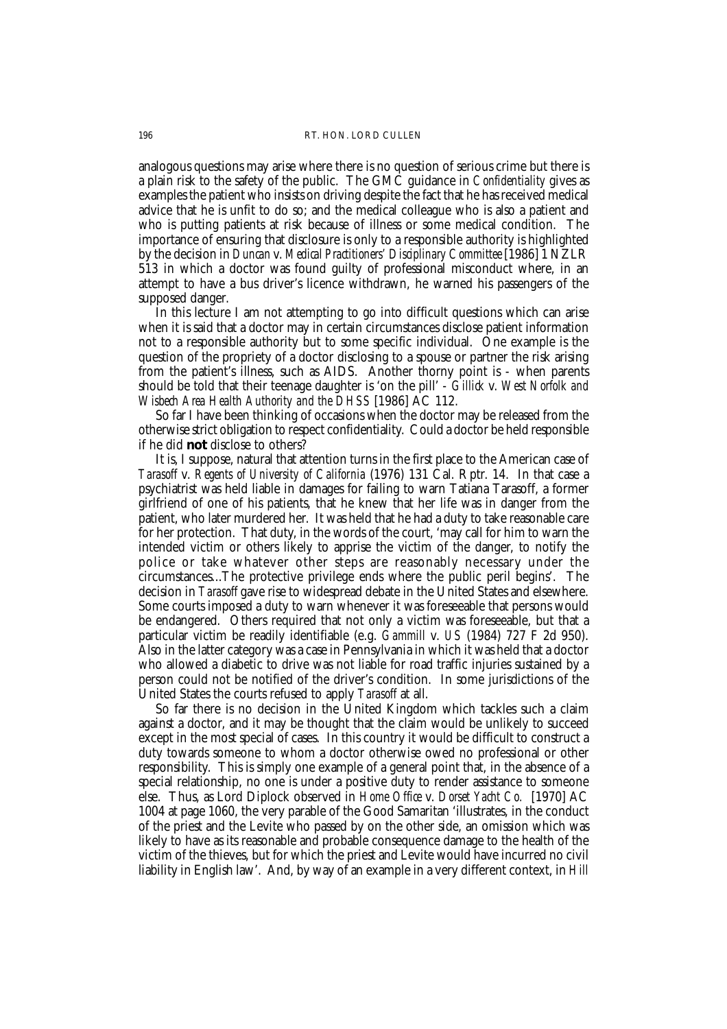analogous questions may arise where there is no question of serious crime but there is a plain risk to the safety of the public. The GMC guidance in *Confidentiality* gives as examples the patient who insists on driving despite the fact that he has received medical advice that he is unfit to do so; and the medical colleague who is also a patient and who is putting patients at risk because of illness or some medical condition. The importance of ensuring that disclosure is only to a responsible authority is highlighted by the decision in *Duncan* v. *Medical Practitioners' Disciplinary Committee* [1986] 1 NZLR 513 in which a doctor was found guilty of professional misconduct where, in an attempt to have a bus driver's licence withdrawn, he warned his passengers of the supposed danger.

In this lecture I am not attempting to go into difficult questions which can arise when it is said that a doctor may in certain circumstances disclose patient information not to a responsible authority but to some specific individual. One example is the question of the propriety of a doctor disclosing to a spouse or partner the risk arising from the patient's illness, such as AIDS. Another thorny point is - when parents should be told that their teenage daughter is 'on the pill' - *Gillick* v. *West Norfolk and Wisbech Area Health Authority and the DHSS* [1986] AC 112.

So far I have been thinking of occasions when the doctor may be released from the otherwise strict obligation to respect confidentiality. Could a doctor be held responsible if he did **not** disclose to others?

It is, I suppose, natural that attention turns in the first place to the American case of *Tarasoff* v. *Regents of University of California* (1976) 131 Cal. Rptr. 14. In that case a psychiatrist was held liable in damages for failing to warn Tatiana Tarasoff, a former girlfriend of one of his patients, that he knew that her life was in danger from the patient, who later murdered her. It was held that he had a duty to take reasonable care for her protection. That duty, in the words of the court, 'may call for him to warn the intended victim or others likely to apprise the victim of the danger, to notify the police or take whatever other steps are reasonably necessary under the circumstances...The protective privilege ends where the public peril begins'. The decision in *Tarasoff* gave rise to widespread debate in the United States and elsewhere. Some courts imposed a duty to warn whenever it was foreseeable that persons would be endangered. Others required that not only a victim was foreseeable, but that a particular victim be readily identifiable (e.g. *Gammill* v. *US* (1984) 727 F 2d 950). Also in the latter category was a case in Pennsylvania in which it was held that a doctor who allowed a diabetic to drive was not liable for road traffic injuries sustained by a person could not be notified of the driver's condition. In some jurisdictions of the United States the courts refused to apply *Tarasoff* at all.

So far there is no decision in the United Kingdom which tackles such a claim against a doctor, and it may be thought that the claim would be unlikely to succeed except in the most special of cases. In this country it would be difficult to construct a duty towards someone to whom a doctor otherwise owed no professional or other responsibility. This is simply one example of a general point that, in the absence of a special relationship, no one is under a positive duty to render assistance to someone else. Thus, as Lord Diplock observed in *Home Office* v. *Dorset Yacht Co.* [1970] AC 1004 at page 1060, the very parable of the Good Samaritan 'illustrates, in the conduct of the priest and the Levite who passed by on the other side, an omission which was likely to have as its reasonable and probable consequence damage to the health of the victim of the thieves, but for which the priest and Levite would have incurred no civil liability in English law'. And, by way of an example in a very different context, in *Hill*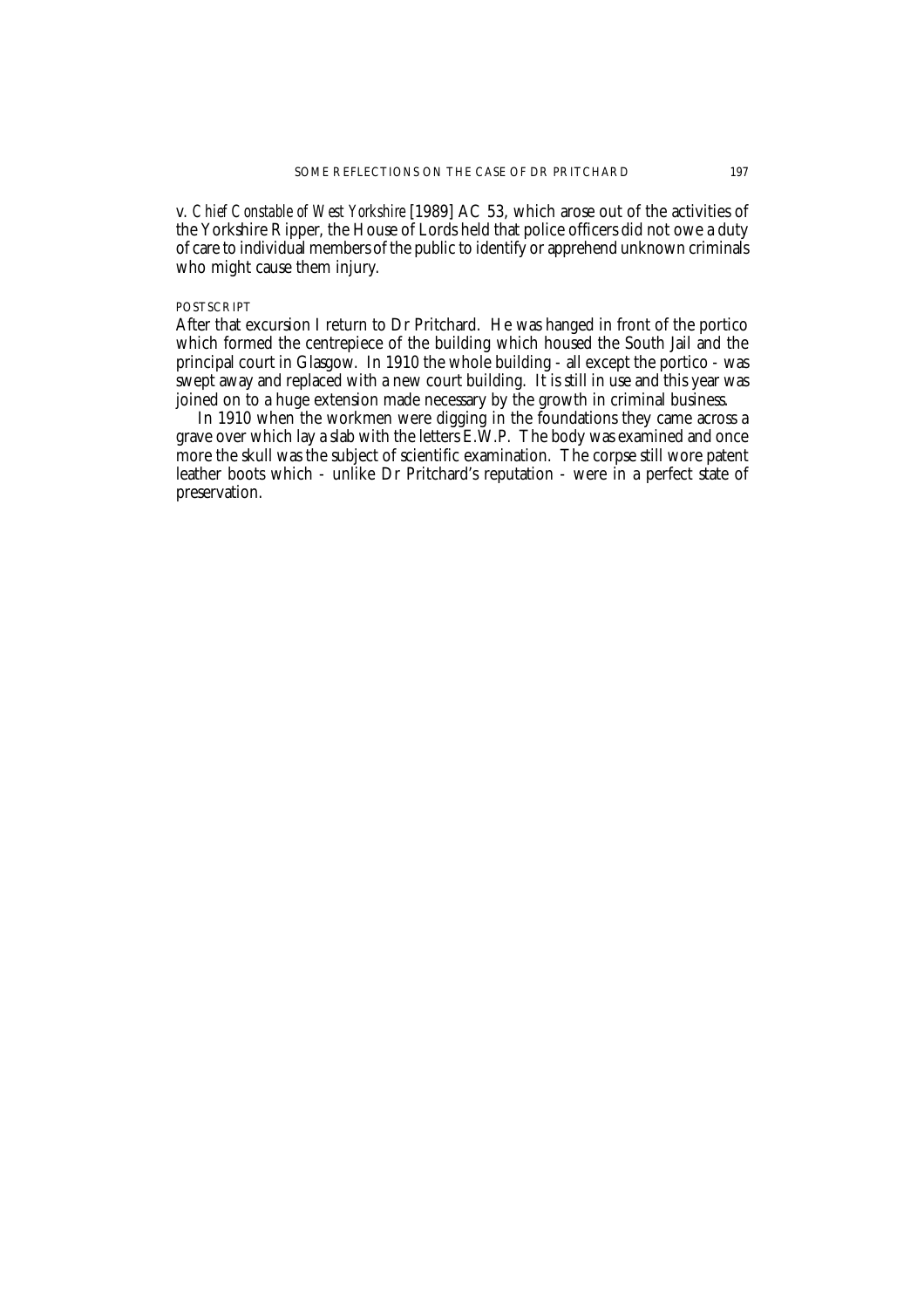v. *Chief Constable of West Yorkshire* [1989] AC 53, which arose out of the activities of the Yorkshire Ripper, the House of Lords held that police officers did not owe a duty of care to individual members of the public to identify or apprehend unknown criminals who might cause them injury.

## POSTSCRIPT

After that excursion I return to Dr Pritchard. He was hanged in front of the portico which formed the centrepiece of the building which housed the South Jail and the principal court in Glasgow. In 1910 the whole building - all except the portico - was swept away and replaced with a new court building. It is still in use and this year was joined on to a huge extension made necessary by the growth in criminal business.

In 1910 when the workmen were digging in the foundations they came across a grave over which lay a slab with the letters E.W.P. The body was examined and once more the skull was the subject of scientific examination. The corpse still wore patent leather boots which - unlike Dr Pritchard's reputation - were in a perfect state of preservation.